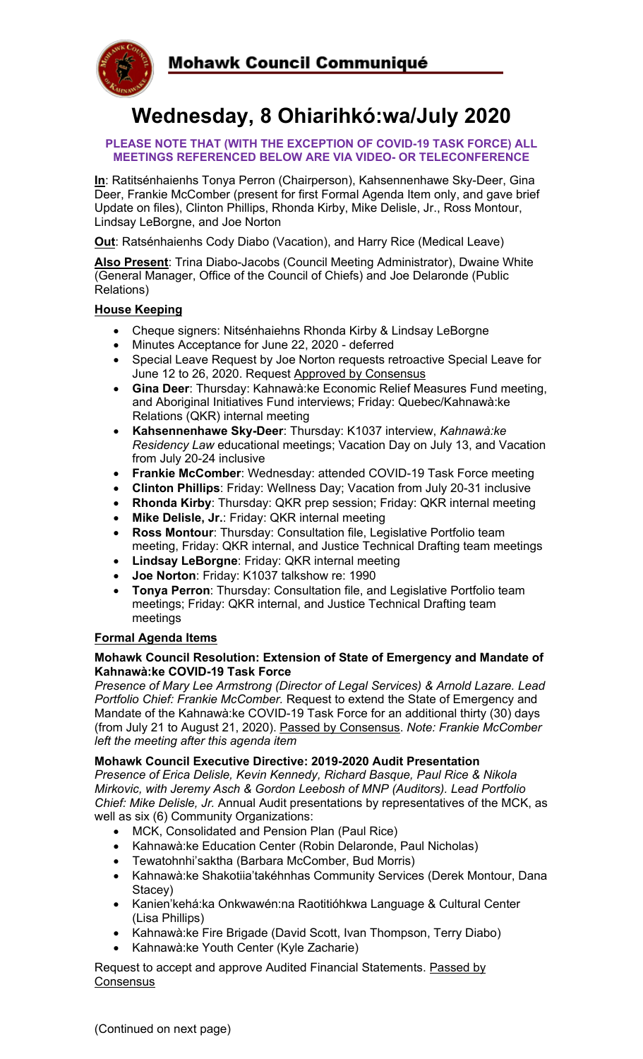**Mohawk Council Communiqué**

# Wednesday, 8 Ohiarihkó:wa/July 2020

**PLEASE NOTE THAT (WITH THE EXCEPTION OF COVID-19 TASK FORCE) ALL MEETINGS REFERENCED BELOW ARE VIA VIDEO- OR TELECONFERENCE**

**In**: Ratitsénhaienhs Tonya Perron (Chairperson), Kahsennenhawe Sky-Deer, Gina Deer, Frankie McComber (present for first Formal Agenda Item only, and gave brief Update on files), Clinton Phillips, Rhonda Kirby, Mike Delisle, Jr., Ross Montour, Lindsay LeBorgne, and Joe Norton

**Out**: Ratsénhaienhs Cody Diabo (Vacation), and Harry Rice (Medical Leave)

**Also Present**: Trina Diabo-Jacobs (Council Meeting Administrator), Dwaine White (General Manager, Office of the Council of Chiefs) and Joe Delaronde (Public Relations)

## House Keeping

- Cheque signers: Nitsénhaiehns Rhonda Kirby & Lindsay LeBorgne
- Minutes Acceptance for June 22, 2020 - deferred
- Special Leave Request by Joe Norton requests retroactive Special Leave for June 12 to 26, 2020. Request Approved by Consensus
- **Gina Deer**: Thursday: Kahnawà:ke Economic Relief Measures Fund meeting, and Aboriginal Initiatives Fund interviews; Friday: Quebec/Kahnawà:ke Relations (QKR) internal meeting
- **Kahsennenhawe Sky-Deer**: Thursday: K1037 interview, *Kahnawà:ke Residency Law* educational meetings; Vacation Day on July 13, and Vacation from July 20-24 inclusive
- **Frankie McComber**: Wednesday: attended COVID-19 Task Force meeting
- **Clinton Phillips**: Friday: Wellness Day; Vacation from July 20-31 inclusive
- **Rhonda Kirby**: Thursday: QKR prep session; Friday: QKR internal meeting
- **Mike Delisle, Jr.**: Friday: QKR internal meeting
- **Ross Montour**: Thursday: Consultation file, Legislative Portfolio team meeting, Friday: QKR internal, and Justice Technical Drafting team meetings
- **Lindsay LeBorgne**: Friday: QKR internal meeting
- **Joe Norton**: Friday: K1037 talkshow re: 1990
- **Tonya Perron**: Thursday: Consultation file, and Legislative Portfolio team meetings; Friday: QKR internal, and Justice Technical Drafting team meetings

## Formal Agenda Items

### Mohawk Council Resolution: Extension of State of Emergency and Mandate of Kahnawà:ke COVID-19 Task Force

*Presence of Mary Lee Armstrong (Director of Legal Services) & Arnold Lazare. Lead Portfolio Chief: Frankie McComber.* Request to extend the State of Emergency and Mandate of the Kahnawà:ke COVID-19 Task Force for an additional thirty (30) days (from July 21 to August 21, 2020). Passed by Consensus. *Note: Frankie McComber left the meeting after this agenda item*

### Mohawk Council Executive Directive: 2019-2020 Audit Presentation

*Presence of Erica Delisle, Kevin Kennedy, Richard Basque, Paul Rice & Nikola Mirkovic, with Jeremy Asch & Gordon Leebosh of MNP (Auditors). Lead Portfolio Chief: Mike Delisle, Jr.* Annual Audit presentations by representatives of the MCK, as well as six (6) Community Organizations:

- MCK, Consolidated and Pension Plan (Paul Rice)
- Kahnawà:ke Education Center (Robin Delaronde, Paul Nicholas)
- Tewatohnhi'saktha (Barbara McComber, Bud Morris)
- Kahnawà:ke Shakotiia'takéhnhas Community Services (Derek Montour, Dana Stacey)
- Kanien'kehá:ka Onkwawén:na Raotitióhkwa Language & Cultural Center (Lisa Phillips)
- Kahnawà:ke Fire Brigade (David Scott, Ivan Thompson, Terry Diabo)
- Kahnawà:ke Youth Center (Kyle Zacharie)

Request to accept and approve Audited Financial Statements. Passed by Consensus

(Continued on next page)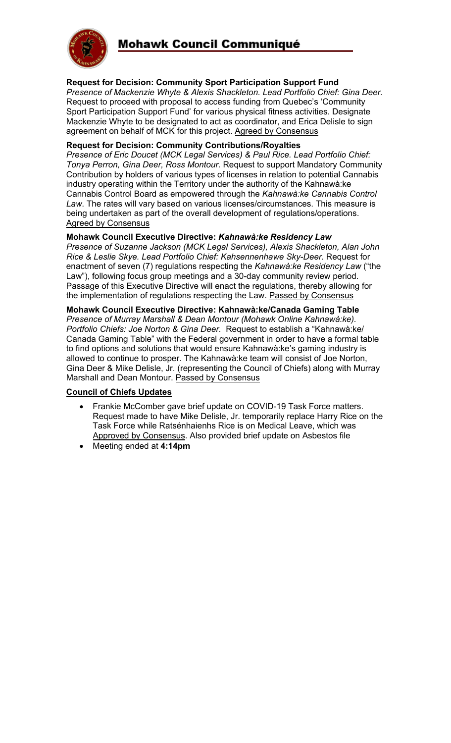# Mohawk Council Communiqué

**Request for Decision: Community Sport Participation Support Fund**

*Presence of Mackenzie Whyte & Alexis Shackleton. Lead Portfolio Chief: Gina Deer.* Request to proceed with proposal to access funding from Quebec's 'Community Sport Participation Support Fund' for various physical fitness activities. Designate Mackenzie Whyte to be designated to act as coordinator, and Erica Delisle to sign agreement on behalf of MCK for this project. Agreed by Consensus

**Request for Decision: Community Contributions/Royalties**

*Presence of Eric Doucet (MCK Legal Services) & Paul Rice. Lead Portfolio Chief: Tonya Perron, Gina Deer, Ross Montour.* Request to support Mandatory Community Contribution by holders of various types of licenses in relation to potential Cannabis industry operating within the Territory under the authority of the Kahnawà:ke Cannabis Control Board as empowered through the *Kahnawà:ke Cannabis Control Law*. The rates will vary based on various licenses/circumstances. This measure is being undertaken as part of the overall development of regulations/operations. Agreed by Consensus

**Mohawk Council Executive Directive: *Kahnawà:ke Residency Law***

*Presence of Suzanne Jackson (MCK Legal Services), Alexis Shackleton, Alan John Rice & Leslie Skye. Lead Portfolio Chief: Kahsennenhawe Sky-Deer.* Request for enactment of seven (7) regulations respecting the *Kahnawà:ke Residency Law* ("the Law"), following focus group meetings and a 30-day community review period. Passage of this Executive Directive will enact the regulations, thereby allowing for the implementation of regulations respecting the Law. Passed by Consensus

**Mohawk Council Executive Directive: Kahnawà:ke/Canada Gaming Table**

*Presence of Murray Marshall & Dean Montour (Mohawk Online Kahnawà:ke). Portfolio Chiefs: Joe Norton & Gina Deer.* Request to establish a "Kahnawà:ke/ Canada Gaming Table" with the Federal government in order to have a formal table to find options and solutions that would ensure Kahnawà:ke's gaming industry is allowed to continue to prosper. The Kahnawà:ke team will consist of Joe Norton, Gina Deer & Mike Delisle, Jr. (representing the Council of Chiefs) along with Murray Marshall and Dean Montour. Passed by Consensus

**Council of Chiefs Updates**

- Frankie McComber gave brief update on COVID-19 Task Force matters. Request made to have Mike Delisle, Jr. temporarily replace Harry Rice on the Task Force while Ratsénhaienhs Rice is on Medical Leave, which was Approved by Consensus. Also provided brief update on Asbestos file
- Meeting ended at **4:14pm**